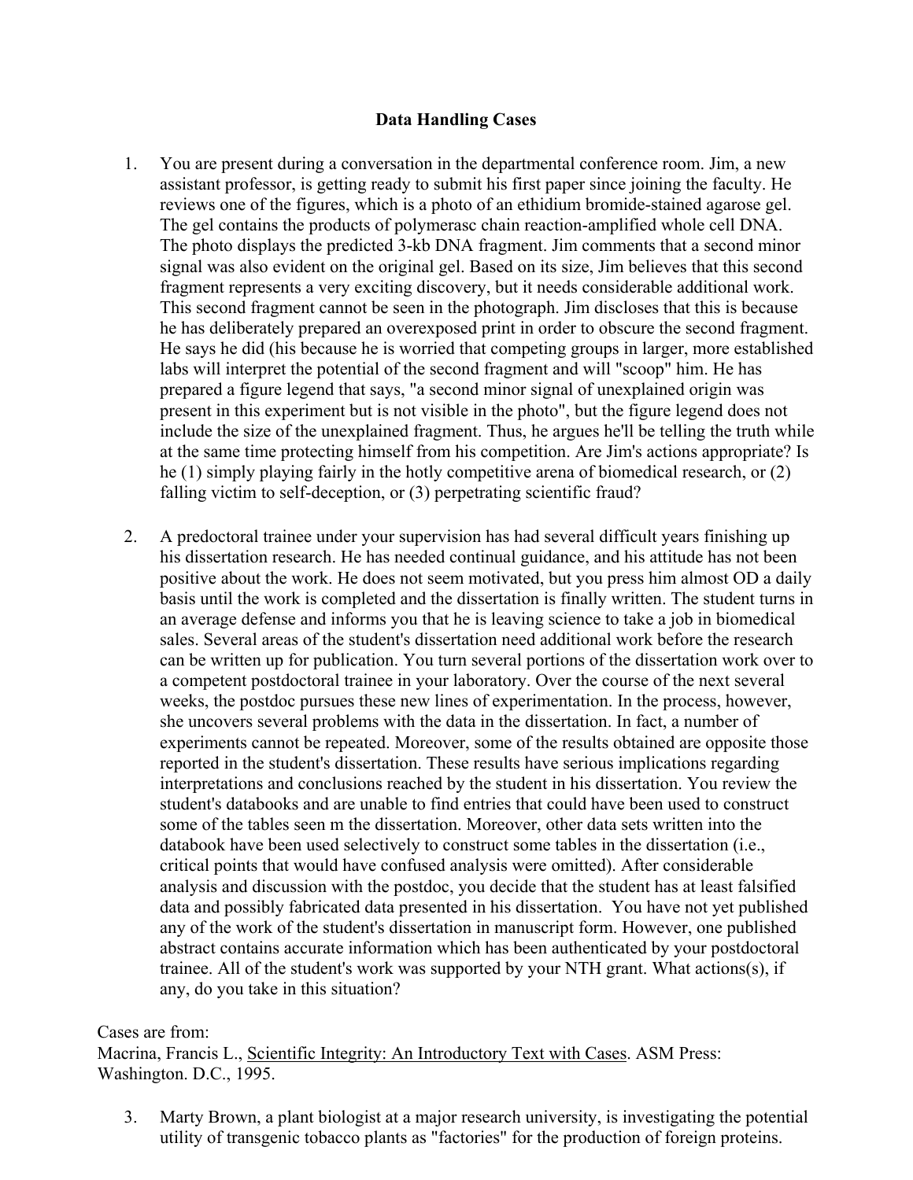**Data Handling Cases**

1. You are present during a conversation in the departmental conference room. Jim, a new assistant professor, is getting ready to submit his first paper since joining the faculty. He reviews one of the figures, which is a photo of an ethidium bromide-stained agarose gel. The gel contains the products of polymerasc chain reaction-amplified whole cell DNA. The photo displays the predicted 3-kb DNA fragment. Jim comments that a second minor signal was also evident on the original gel. Based on its size, Jim believes that this second fragment represents a very exciting discovery, but it needs considerable additional work. This second fragment cannot be seen in the photograph. Jim discloses that this is because he has deliberately prepared an overexposed print in order to obscure the second fragment. He says he did (his because he is worried that competing groups in larger, more established labs will interpret the potential of the second fragment and will "scoop" him. He has prepared a figure legend that says, "a second minor signal of unexplained origin was present in this experiment but is not visible in the photo", but the figure legend does not include the size of the unexplained fragment. Thus, he argues he'll be telling the truth while at the same time protecting himself from his competition. Are Jim's actions appropriate? Is he (1) simply playing fairly in the hotly competitive arena of biomedical research, or (2) falling victim to self-deception, or (3) perpetrating scientific fraud?

2. A predoctoral trainee under your supervision has had several difficult years finishing up his dissertation research. He has needed continual guidance, and his attitude has not been positive about the work. He does not seem motivated, but you press him almost OD a daily basis until the work is completed and the dissertation is finally written. The student turns in an average defense and informs you that he is leaving science to take a job in biomedical sales. Several areas of the student's dissertation need additional work before the research can be written up for publication. You turn several portions of the dissertation work over to a competent postdoctoral trainee in your laboratory. Over the course of the next several weeks, the postdoc pursues these new lines of experimentation. In the process, however, she uncovers several problems with the data in the dissertation. In fact, a number of experiments cannot be repeated. Moreover, some of the results obtained are opposite those reported in the student's dissertation. These results have serious implications regarding interpretations and conclusions reached by the student in his dissertation. You review the student's databooks and are unable to find entries that could have been used to construct some of the tables seen m the dissertation. Moreover, other data sets written into the databook have been used selectively to construct some tables in the dissertation (i.e., critical points that would have confused analysis were omitted). After considerable analysis and discussion with the postdoc, you decide that the student has at least falsified data and possibly fabricated data presented in his dissertation. You have not yet published any of the work of the student's dissertation in manuscript form. However, one published abstract contains accurate information which has been authenticated by your postdoctoral trainee. All of the student's work was supported by your NTH grant. What actions(s), if any, do you take in this situation?

Cases are from:
Macrina, Francis L., Scientific Integrity: An Introductory Text with Cases. ASM Press: Washington. D.C., 1995.

3. Marty Brown, a plant biologist at a major research university, is investigating the potential utility of transgenic tobacco plants as "factories" for the production of foreign proteins.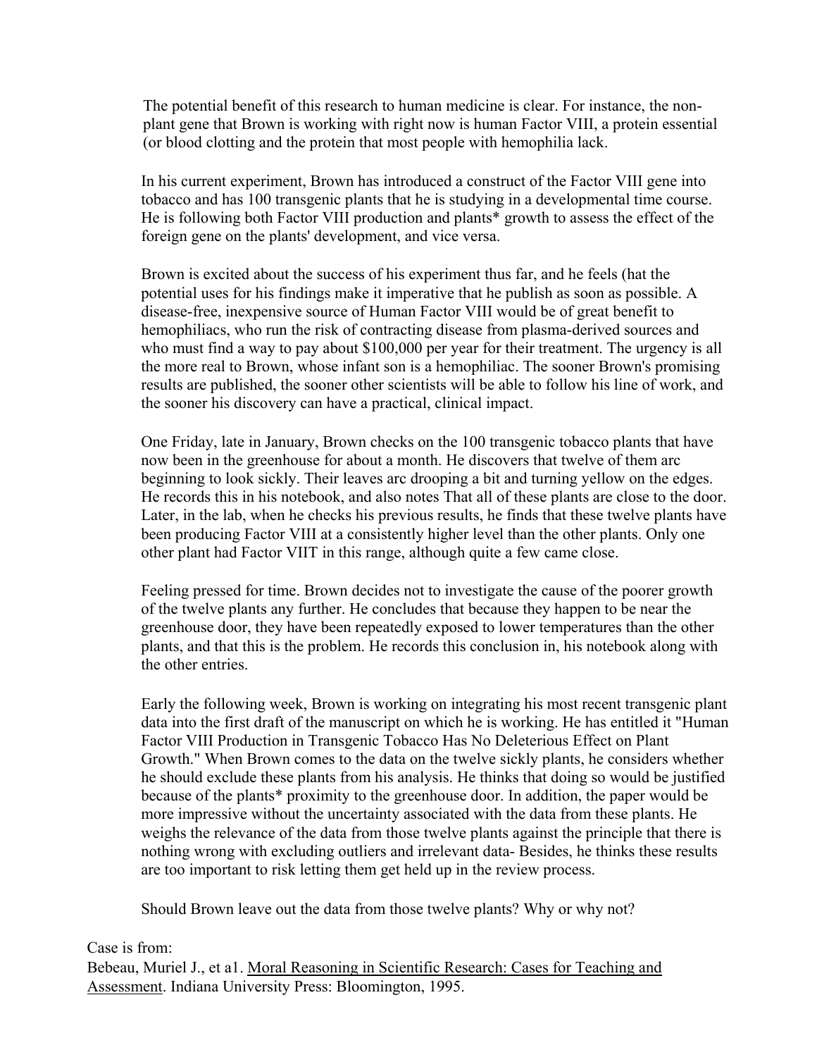The potential benefit of this research to human medicine is clear. For instance, the non-plant gene that Brown is working with right now is human Factor VIII, a protein essential (or blood clotting and the protein that most people with hemophilia lack.

In his current experiment, Brown has introduced a construct of the Factor VIII gene into tobacco and has 100 transgenic plants that he is studying in a developmental time course. He is following both Factor VIII production and plants* growth to assess the effect of the foreign gene on the plants' development, and vice versa.

Brown is excited about the success of his experiment thus far, and he feels (hat the potential uses for his findings make it imperative that he publish as soon as possible. A disease-free, inexpensive source of Human Factor VIII would be of great benefit to hemophiliacs, who run the risk of contracting disease from plasma-derived sources and who must find a way to pay about $100,000 per year for their treatment. The urgency is all the more real to Brown, whose infant son is a hemophiliac. The sooner Brown's promising results are published, the sooner other scientists will be able to follow his line of work, and the sooner his discovery can have a practical, clinical impact.

One Friday, late in January, Brown checks on the 100 transgenic tobacco plants that have now been in the greenhouse for about a month. He discovers that twelve of them arc beginning to look sickly. Their leaves arc drooping a bit and turning yellow on the edges. He records this in his notebook, and also notes That all of these plants are close to the door. Later, in the lab, when he checks his previous results, he finds that these twelve plants have been producing Factor VIII at a consistently higher level than the other plants. Only one other plant had Factor VIIT in this range, although quite a few came close.

Feeling pressed for time. Brown decides not to investigate the cause of the poorer growth of the twelve plants any further. He concludes that because they happen to be near the greenhouse door, they have been repeatedly exposed to lower temperatures than the other plants, and that this is the problem. He records this conclusion in, his notebook along with the other entries.

Early the following week, Brown is working on integrating his most recent transgenic plant data into the first draft of the manuscript on which he is working. He has entitled it "Human Factor VIII Production in Transgenic Tobacco Has No Deleterious Effect on Plant Growth." When Brown comes to the data on the twelve sickly plants, he considers whether he should exclude these plants from his analysis. He thinks that doing so would be justified because of the plants* proximity to the greenhouse door. In addition, the paper would be more impressive without the uncertainty associated with the data from these plants. He weighs the relevance of the data from those twelve plants against the principle that there is nothing wrong with excluding outliers and irrelevant data- Besides, he thinks these results are too important to risk letting them get held up in the review process.

Should Brown leave out the data from those twelve plants? Why or why not?

Case is from:
Bebeau, Muriel J., et a1. Moral Reasoning in Scientific Research: Cases for Teaching and Assessment. Indiana University Press: Bloomington, 1995.